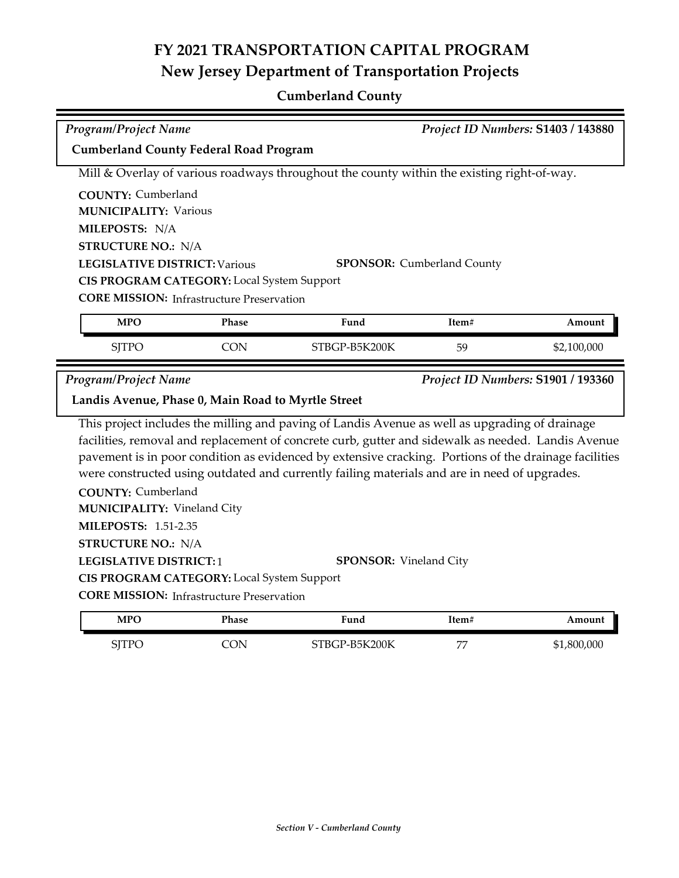# FY 2021 TRANSPORTATION CAPITAL PROGRAM
## New Jersey Department of Transportation Projects
### Cumberland County

*Program/Project Name* — *Project ID Numbers:* **S1403 / 143880**

**Cumberland County Federal Road Program**

Mill & Overlay of various roadways throughout the county within the existing right-of-way.

**COUNTY:** Cumberland
**MUNICIPALITY:** Various
**MILEPOSTS:** N/A
**STRUCTURE NO.:** N/A
**LEGISLATIVE DISTRICT:** Various
**SPONSOR:** Cumberland County
**CIS PROGRAM CATEGORY:** Local System Support
**CORE MISSION:** Infrastructure Preservation

| MPO | Phase | Fund | Item# | Amount |
|---|---|---|---|---|
| SJTPO | CON | STBGP-B5K200K | 59 | $2,100,000 |

*Program/Project Name* — *Project ID Numbers:* **S1901 / 193360**

**Landis Avenue, Phase 0, Main Road to Myrtle Street**

This project includes the milling and paving of Landis Avenue as well as upgrading of drainage facilities, removal and replacement of concrete curb, gutter and sidewalk as needed. Landis Avenue pavement is in poor condition as evidenced by extensive cracking. Portions of the drainage facilities were constructed using outdated and currently failing materials and are in need of upgrades.

**COUNTY:** Cumberland
**MUNICIPALITY:** Vineland City
**MILEPOSTS:** 1.51-2.35
**STRUCTURE NO.:** N/A
**LEGISLATIVE DISTRICT:** 1
**SPONSOR:** Vineland City
**CIS PROGRAM CATEGORY:** Local System Support
**CORE MISSION:** Infrastructure Preservation

| MPO | Phase | Fund | Item# | Amount |
|---|---|---|---|---|
| SJTPO | CON | STBGP-B5K200K | 77 | $1,800,000 |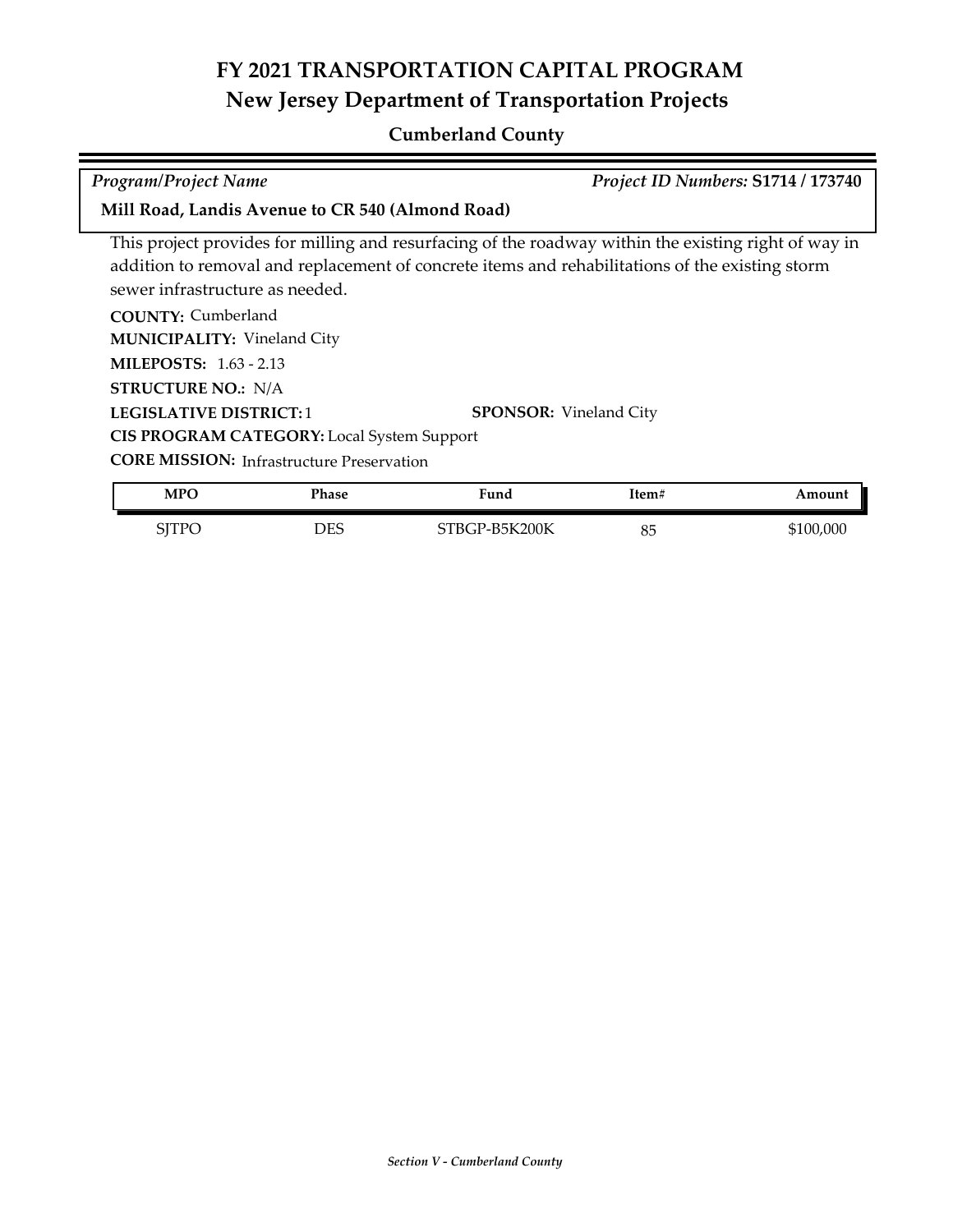# FY 2021 TRANSPORTATION CAPITAL PROGRAM

## New Jersey Department of Transportation Projects

### Cumberland County

*Program/Project Name* *Project ID Numbers:* **S1714 / 173740**

**Mill Road, Landis Avenue to CR 540 (Almond Road)**

This project provides for milling and resurfacing of the roadway within the existing right of way in addition to removal and replacement of concrete items and rehabilitations of the existing storm sewer infrastructure as needed.

**COUNTY:** Cumberland
**MUNICIPALITY:** Vineland City
**MILEPOSTS:** 1.63 - 2.13
**STRUCTURE NO.:** N/A
**LEGISLATIVE DISTRICT:** 1 **SPONSOR:** Vineland City
**CIS PROGRAM CATEGORY:** Local System Support
**CORE MISSION:** Infrastructure Preservation

| MPO | Phase | Fund | Item# | Amount |
|---|---|---|---|---|
| SJTPO | DES | STBGP-B5K200K | 85 | $100,000 |